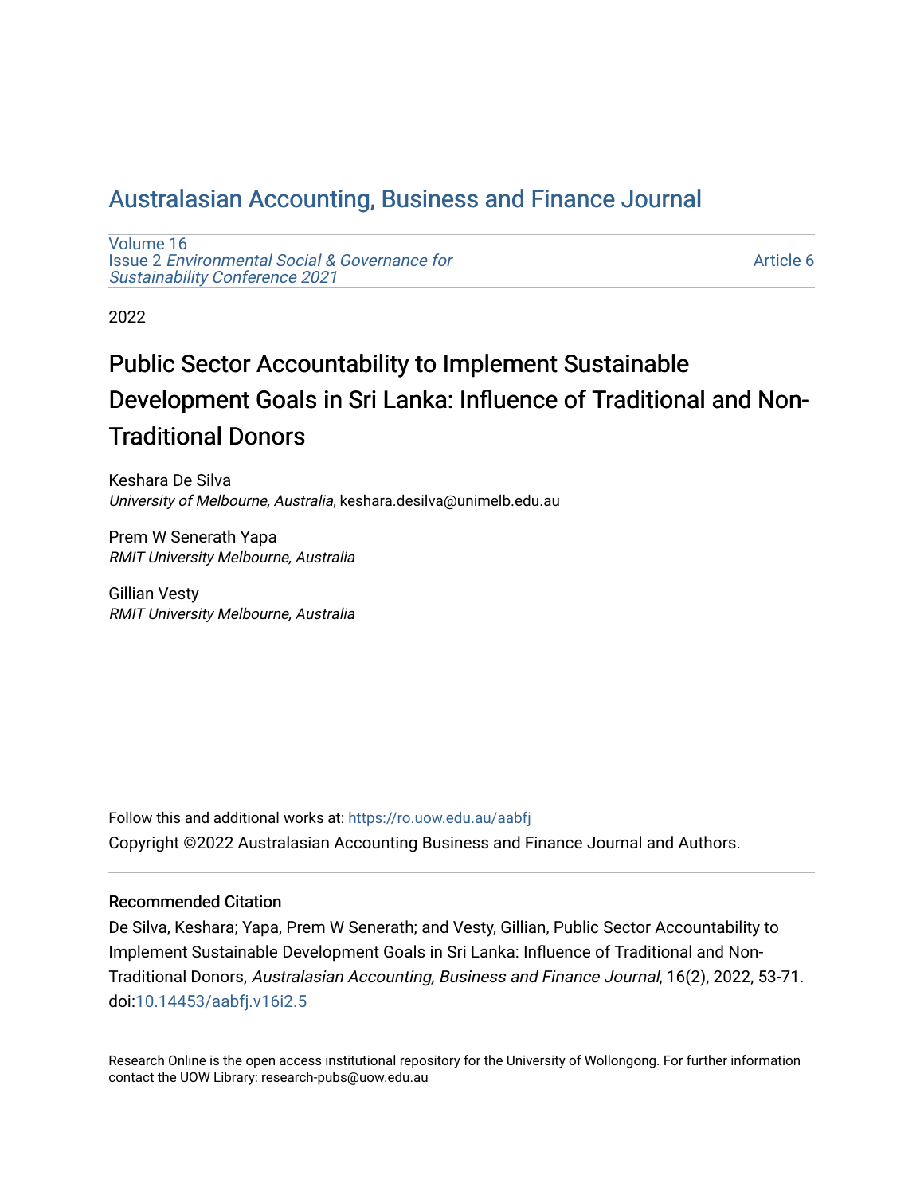# Australasian Accounting, Business and Finance Journal

Volume 16
Issue 2 *Environmental Social & Governance for Sustainability Conference 2021*

Article 6

2022

## Public Sector Accountability to Implement Sustainable Development Goals in Sri Lanka: Influence of Traditional and Non-Traditional Donors

Keshara De Silva
*University of Melbourne, Australia*, keshara.desilva@unimelb.edu.au

Prem W Senerath Yapa
*RMIT University Melbourne, Australia*

Gillian Vesty
*RMIT University Melbourne, Australia*

Follow this and additional works at: https://ro.uow.edu.au/aabfj

Copyright ©2022 Australasian Accounting Business and Finance Journal and Authors.

### Recommended Citation

De Silva, Keshara; Yapa, Prem W Senerath; and Vesty, Gillian, Public Sector Accountability to Implement Sustainable Development Goals in Sri Lanka: Influence of Traditional and Non-Traditional Donors, *Australasian Accounting, Business and Finance Journal*, 16(2), 2022, 53-71. doi:10.14453/aabfj.v16i2.5

Research Online is the open access institutional repository for the University of Wollongong. For further information contact the UOW Library: research-pubs@uow.edu.au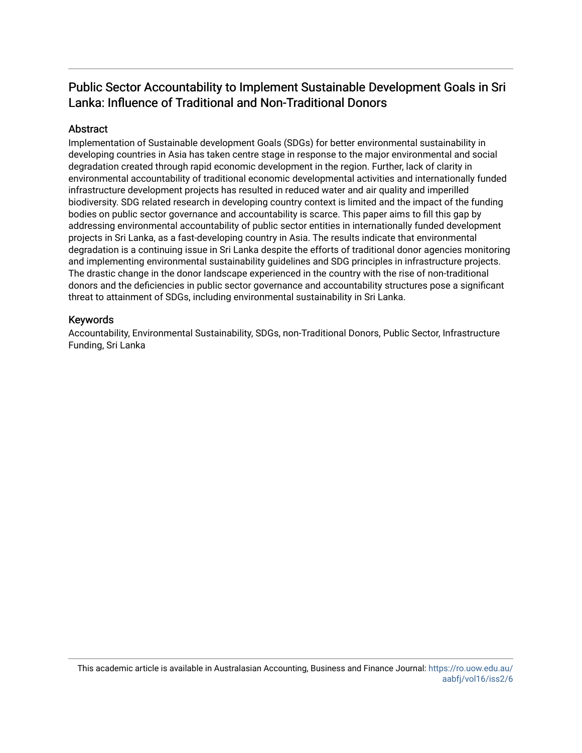# Public Sector Accountability to Implement Sustainable Development Goals in Sri Lanka: Influence of Traditional and Non-Traditional Donors

## Abstract

Implementation of Sustainable development Goals (SDGs) for better environmental sustainability in developing countries in Asia has taken centre stage in response to the major environmental and social degradation created through rapid economic development in the region. Further, lack of clarity in environmental accountability of traditional economic developmental activities and internationally funded infrastructure development projects has resulted in reduced water and air quality and imperilled biodiversity. SDG related research in developing country context is limited and the impact of the funding bodies on public sector governance and accountability is scarce. This paper aims to fill this gap by addressing environmental accountability of public sector entities in internationally funded development projects in Sri Lanka, as a fast-developing country in Asia. The results indicate that environmental degradation is a continuing issue in Sri Lanka despite the efforts of traditional donor agencies monitoring and implementing environmental sustainability guidelines and SDG principles in infrastructure projects. The drastic change in the donor landscape experienced in the country with the rise of non-traditional donors and the deficiencies in public sector governance and accountability structures pose a significant threat to attainment of SDGs, including environmental sustainability in Sri Lanka.

## Keywords

Accountability, Environmental Sustainability, SDGs, non-Traditional Donors, Public Sector, Infrastructure Funding, Sri Lanka

This academic article is available in Australasian Accounting, Business and Finance Journal: https://ro.uow.edu.au/aabfj/vol16/iss2/6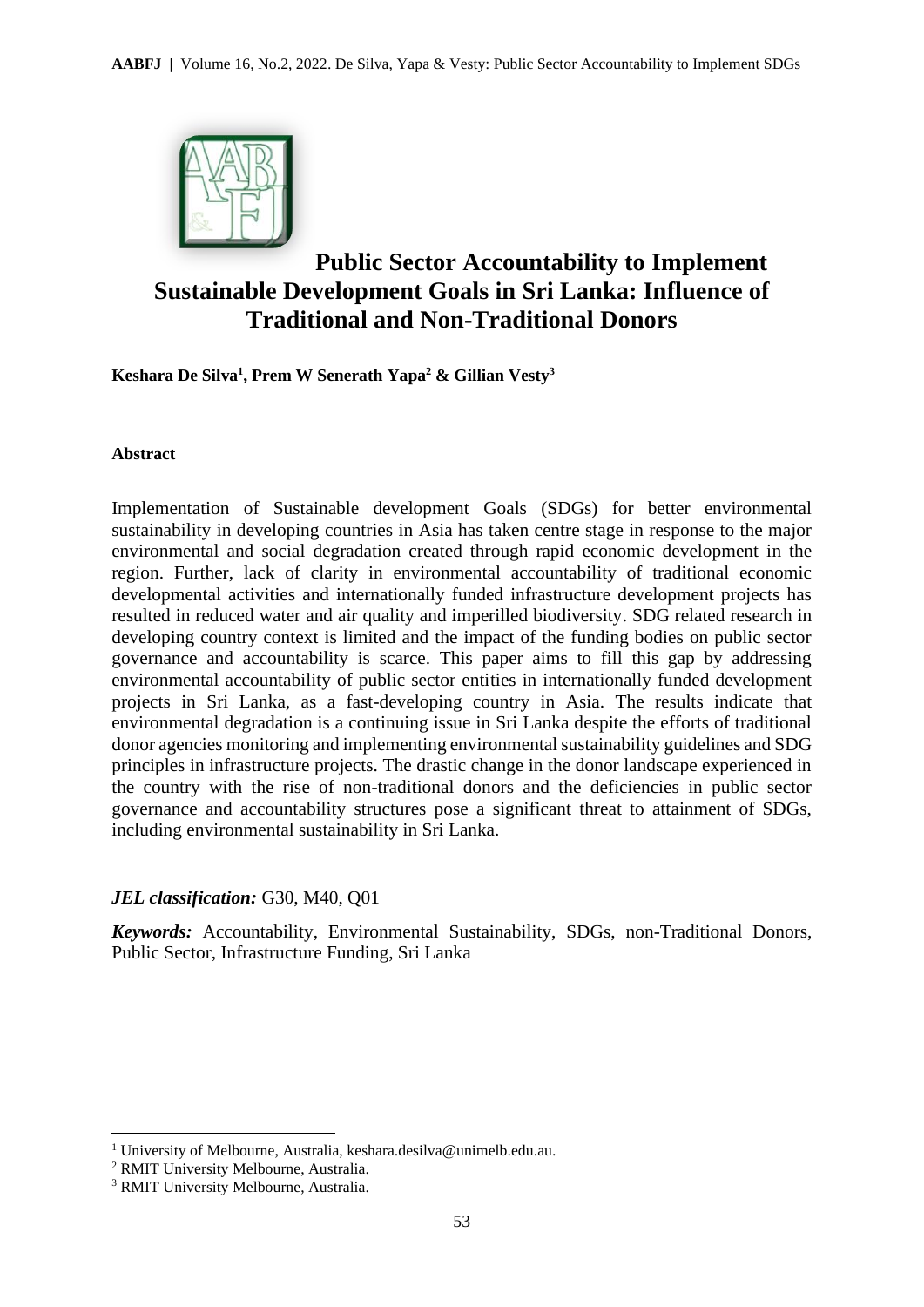# Public Sector Accountability to Implement Sustainable Development Goals in Sri Lanka: Influence of Traditional and Non-Traditional Donors

**Keshara De Silva[1], Prem W Senerath Yapa[2] & Gillian Vesty[3]**

**Abstract**

Implementation of Sustainable development Goals (SDGs) for better environmental sustainability in developing countries in Asia has taken centre stage in response to the major environmental and social degradation created through rapid economic development in the region. Further, lack of clarity in environmental accountability of traditional economic developmental activities and internationally funded infrastructure development projects has resulted in reduced water and air quality and imperilled biodiversity. SDG related research in developing country context is limited and the impact of the funding bodies on public sector governance and accountability is scarce. This paper aims to fill this gap by addressing environmental accountability of public sector entities in internationally funded development projects in Sri Lanka, as a fast-developing country in Asia. The results indicate that environmental degradation is a continuing issue in Sri Lanka despite the efforts of traditional donor agencies monitoring and implementing environmental sustainability guidelines and SDG principles in infrastructure projects. The drastic change in the donor landscape experienced in the country with the rise of non-traditional donors and the deficiencies in public sector governance and accountability structures pose a significant threat to attainment of SDGs, including environmental sustainability in Sri Lanka.

***JEL classification:*** G30, M40, Q01

***Keywords:*** Accountability, Environmental Sustainability, SDGs, non-Traditional Donors, Public Sector, Infrastructure Funding, Sri Lanka

[1] University of Melbourne, Australia, keshara.desilva@unimelb.edu.au.
[2] RMIT University Melbourne, Australia.
[3] RMIT University Melbourne, Australia.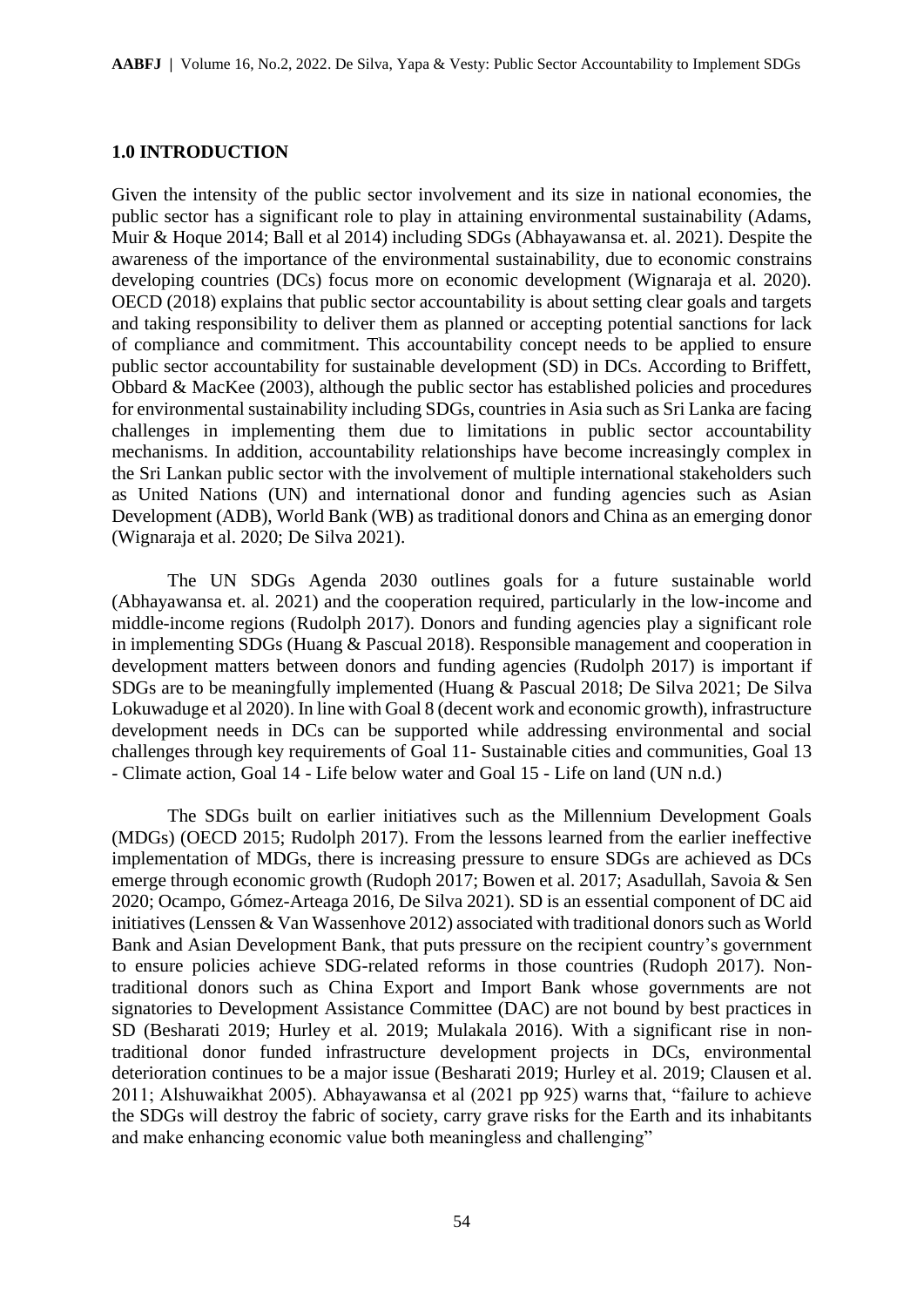## 1.0 INTRODUCTION

Given the intensity of the public sector involvement and its size in national economies, the public sector has a significant role to play in attaining environmental sustainability (Adams, Muir & Hoque 2014; Ball et al 2014) including SDGs (Abhayawansa et. al. 2021). Despite the awareness of the importance of the environmental sustainability, due to economic constrains developing countries (DCs) focus more on economic development (Wignaraja et al. 2020). OECD (2018) explains that public sector accountability is about setting clear goals and targets and taking responsibility to deliver them as planned or accepting potential sanctions for lack of compliance and commitment. This accountability concept needs to be applied to ensure public sector accountability for sustainable development (SD) in DCs. According to Briffett, Obbard & MacKee (2003), although the public sector has established policies and procedures for environmental sustainability including SDGs, countries in Asia such as Sri Lanka are facing challenges in implementing them due to limitations in public sector accountability mechanisms. In addition, accountability relationships have become increasingly complex in the Sri Lankan public sector with the involvement of multiple international stakeholders such as United Nations (UN) and international donor and funding agencies such as Asian Development (ADB), World Bank (WB) as traditional donors and China as an emerging donor (Wignaraja et al. 2020; De Silva 2021).

The UN SDGs Agenda 2030 outlines goals for a future sustainable world (Abhayawansa et. al. 2021) and the cooperation required, particularly in the low-income and middle-income regions (Rudolph 2017). Donors and funding agencies play a significant role in implementing SDGs (Huang & Pascual 2018). Responsible management and cooperation in development matters between donors and funding agencies (Rudolph 2017) is important if SDGs are to be meaningfully implemented (Huang & Pascual 2018; De Silva 2021; De Silva Lokuwaduge et al 2020). In line with Goal 8 (decent work and economic growth), infrastructure development needs in DCs can be supported while addressing environmental and social challenges through key requirements of Goal 11- Sustainable cities and communities, Goal 13 - Climate action, Goal 14 - Life below water and Goal 15 - Life on land (UN n.d.)

The SDGs built on earlier initiatives such as the Millennium Development Goals (MDGs) (OECD 2015; Rudolph 2017). From the lessons learned from the earlier ineffective implementation of MDGs, there is increasing pressure to ensure SDGs are achieved as DCs emerge through economic growth (Rudoph 2017; Bowen et al. 2017; Asadullah, Savoia & Sen 2020; Ocampo, Gómez-Arteaga 2016, De Silva 2021). SD is an essential component of DC aid initiatives (Lenssen & Van Wassenhove 2012) associated with traditional donors such as World Bank and Asian Development Bank, that puts pressure on the recipient country's government to ensure policies achieve SDG-related reforms in those countries (Rudoph 2017). Non-traditional donors such as China Export and Import Bank whose governments are not signatories to Development Assistance Committee (DAC) are not bound by best practices in SD (Besharati 2019; Hurley et al. 2019; Mulakala 2016). With a significant rise in non-traditional donor funded infrastructure development projects in DCs, environmental deterioration continues to be a major issue (Besharati 2019; Hurley et al. 2019; Clausen et al. 2011; Alshuwaikhat 2005). Abhayawansa et al (2021 pp 925) warns that, "failure to achieve the SDGs will destroy the fabric of society, carry grave risks for the Earth and its inhabitants and make enhancing economic value both meaningless and challenging"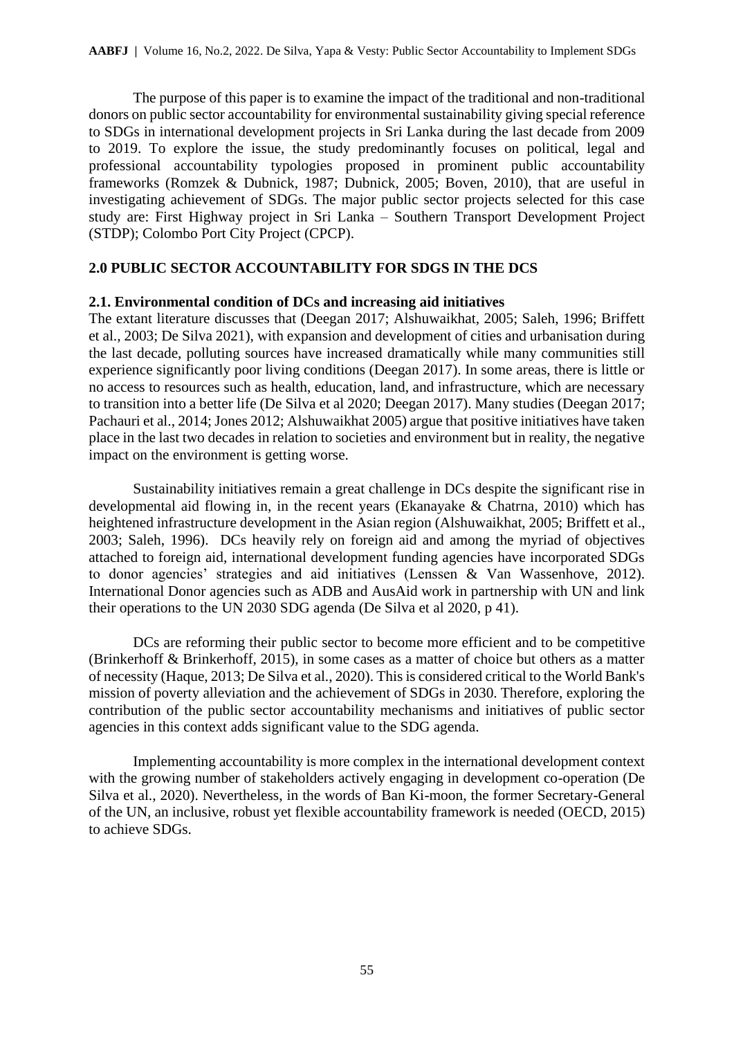The purpose of this paper is to examine the impact of the traditional and non-traditional donors on public sector accountability for environmental sustainability giving special reference to SDGs in international development projects in Sri Lanka during the last decade from 2009 to 2019. To explore the issue, the study predominantly focuses on political, legal and professional accountability typologies proposed in prominent public accountability frameworks (Romzek & Dubnick, 1987; Dubnick, 2005; Boven, 2010), that are useful in investigating achievement of SDGs. The major public sector projects selected for this case study are: First Highway project in Sri Lanka – Southern Transport Development Project (STDP); Colombo Port City Project (CPCP).

## 2.0 PUBLIC SECTOR ACCOUNTABILITY FOR SDGS IN THE DCS

### 2.1. Environmental condition of DCs and increasing aid initiatives

The extant literature discusses that (Deegan 2017; Alshuwaikhat, 2005; Saleh, 1996; Briffett et al., 2003; De Silva 2021), with expansion and development of cities and urbanisation during the last decade, polluting sources have increased dramatically while many communities still experience significantly poor living conditions (Deegan 2017). In some areas, there is little or no access to resources such as health, education, land, and infrastructure, which are necessary to transition into a better life (De Silva et al 2020; Deegan 2017). Many studies (Deegan 2017; Pachauri et al., 2014; Jones 2012; Alshuwaikhat 2005) argue that positive initiatives have taken place in the last two decades in relation to societies and environment but in reality, the negative impact on the environment is getting worse.

Sustainability initiatives remain a great challenge in DCs despite the significant rise in developmental aid flowing in, in the recent years (Ekanayake & Chatrna, 2010) which has heightened infrastructure development in the Asian region (Alshuwaikhat, 2005; Briffett et al., 2003; Saleh, 1996). DCs heavily rely on foreign aid and among the myriad of objectives attached to foreign aid, international development funding agencies have incorporated SDGs to donor agencies' strategies and aid initiatives (Lenssen & Van Wassenhove, 2012). International Donor agencies such as ADB and AusAid work in partnership with UN and link their operations to the UN 2030 SDG agenda (De Silva et al 2020, p 41).

DCs are reforming their public sector to become more efficient and to be competitive (Brinkerhoff & Brinkerhoff, 2015), in some cases as a matter of choice but others as a matter of necessity (Haque, 2013; De Silva et al., 2020). This is considered critical to the World Bank's mission of poverty alleviation and the achievement of SDGs in 2030. Therefore, exploring the contribution of the public sector accountability mechanisms and initiatives of public sector agencies in this context adds significant value to the SDG agenda.

Implementing accountability is more complex in the international development context with the growing number of stakeholders actively engaging in development co-operation (De Silva et al., 2020). Nevertheless, in the words of Ban Ki-moon, the former Secretary-General of the UN, an inclusive, robust yet flexible accountability framework is needed (OECD, 2015) to achieve SDGs.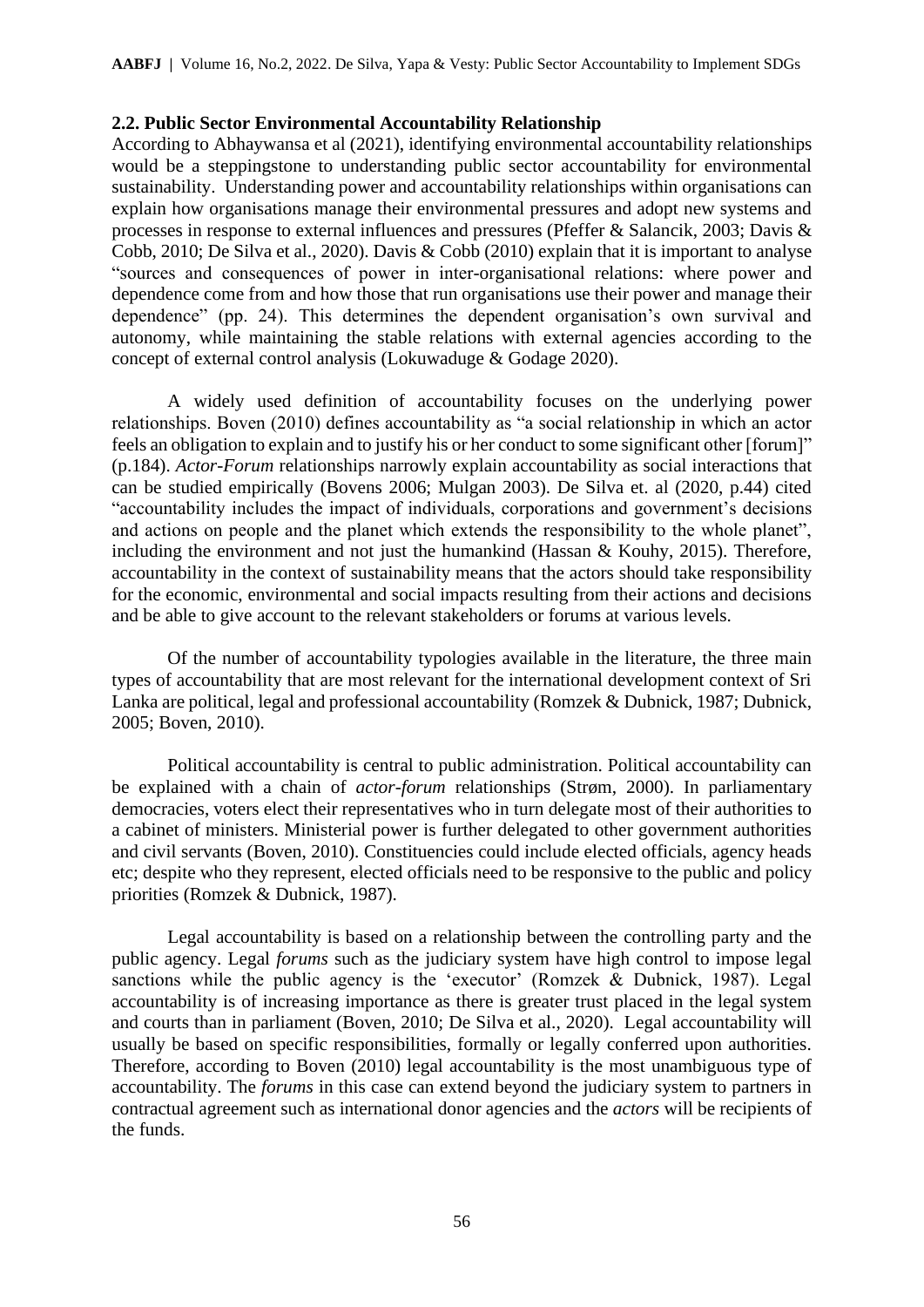## 2.2. Public Sector Environmental Accountability Relationship

According to Abhaywansa et al (2021), identifying environmental accountability relationships would be a steppingstone to understanding public sector accountability for environmental sustainability. Understanding power and accountability relationships within organisations can explain how organisations manage their environmental pressures and adopt new systems and processes in response to external influences and pressures (Pfeffer & Salancik, 2003; Davis & Cobb, 2010; De Silva et al., 2020). Davis & Cobb (2010) explain that it is important to analyse "sources and consequences of power in inter-organisational relations: where power and dependence come from and how those that run organisations use their power and manage their dependence" (pp. 24). This determines the dependent organisation's own survival and autonomy, while maintaining the stable relations with external agencies according to the concept of external control analysis (Lokuwaduge & Godage 2020).

A widely used definition of accountability focuses on the underlying power relationships. Boven (2010) defines accountability as "a social relationship in which an actor feels an obligation to explain and to justify his or her conduct to some significant other [forum]" (p.184). *Actor-Forum* relationships narrowly explain accountability as social interactions that can be studied empirically (Bovens 2006; Mulgan 2003). De Silva et. al (2020, p.44) cited "accountability includes the impact of individuals, corporations and government's decisions and actions on people and the planet which extends the responsibility to the whole planet", including the environment and not just the humankind (Hassan & Kouhy, 2015). Therefore, accountability in the context of sustainability means that the actors should take responsibility for the economic, environmental and social impacts resulting from their actions and decisions and be able to give account to the relevant stakeholders or forums at various levels.

Of the number of accountability typologies available in the literature, the three main types of accountability that are most relevant for the international development context of Sri Lanka are political, legal and professional accountability (Romzek & Dubnick, 1987; Dubnick, 2005; Boven, 2010).

Political accountability is central to public administration. Political accountability can be explained with a chain of *actor-forum* relationships (Strøm, 2000). In parliamentary democracies, voters elect their representatives who in turn delegate most of their authorities to a cabinet of ministers. Ministerial power is further delegated to other government authorities and civil servants (Boven, 2010). Constituencies could include elected officials, agency heads etc; despite who they represent, elected officials need to be responsive to the public and policy priorities (Romzek & Dubnick, 1987).

Legal accountability is based on a relationship between the controlling party and the public agency. Legal *forums* such as the judiciary system have high control to impose legal sanctions while the public agency is the 'executor' (Romzek & Dubnick, 1987). Legal accountability is of increasing importance as there is greater trust placed in the legal system and courts than in parliament (Boven, 2010; De Silva et al., 2020). Legal accountability will usually be based on specific responsibilities, formally or legally conferred upon authorities. Therefore, according to Boven (2010) legal accountability is the most unambiguous type of accountability. The *forums* in this case can extend beyond the judiciary system to partners in contractual agreement such as international donor agencies and the *actors* will be recipients of the funds.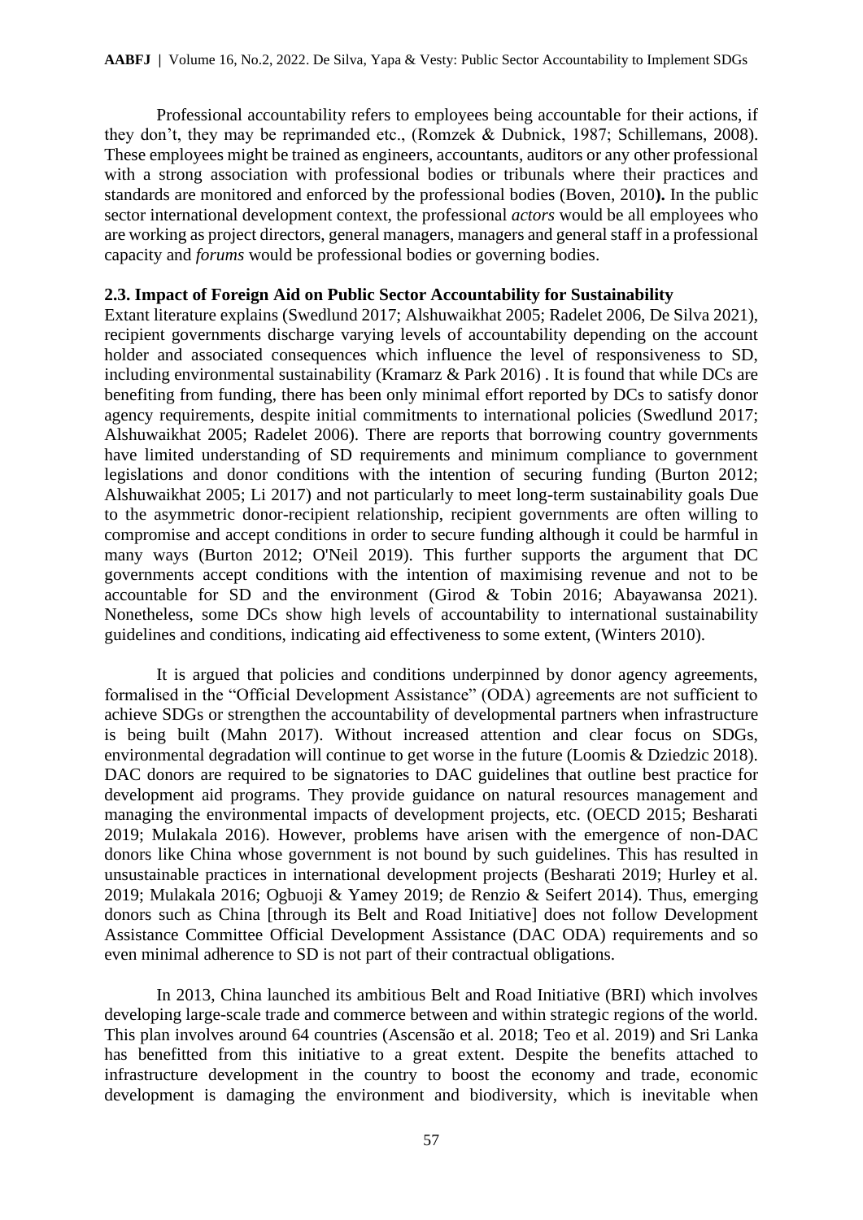Professional accountability refers to employees being accountable for their actions, if they don't, they may be reprimanded etc., (Romzek & Dubnick, 1987; Schillemans, 2008). These employees might be trained as engineers, accountants, auditors or any other professional with a strong association with professional bodies or tribunals where their practices and standards are monitored and enforced by the professional bodies (Boven, 2010**).** In the public sector international development context, the professional *actors* would be all employees who are working as project directors, general managers, managers and general staff in a professional capacity and *forums* would be professional bodies or governing bodies.

**2.3. Impact of Foreign Aid on Public Sector Accountability for Sustainability**

Extant literature explains (Swedlund 2017; Alshuwaikhat 2005; Radelet 2006, De Silva 2021), recipient governments discharge varying levels of accountability depending on the account holder and associated consequences which influence the level of responsiveness to SD, including environmental sustainability (Kramarz & Park 2016) . It is found that while DCs are benefiting from funding, there has been only minimal effort reported by DCs to satisfy donor agency requirements, despite initial commitments to international policies (Swedlund 2017; Alshuwaikhat 2005; Radelet 2006). There are reports that borrowing country governments have limited understanding of SD requirements and minimum compliance to government legislations and donor conditions with the intention of securing funding (Burton 2012; Alshuwaikhat 2005; Li 2017) and not particularly to meet long-term sustainability goals Due to the asymmetric donor-recipient relationship, recipient governments are often willing to compromise and accept conditions in order to secure funding although it could be harmful in many ways (Burton 2012; O'Neil 2019). This further supports the argument that DC governments accept conditions with the intention of maximising revenue and not to be accountable for SD and the environment (Girod & Tobin 2016; Abayawansa 2021). Nonetheless, some DCs show high levels of accountability to international sustainability guidelines and conditions, indicating aid effectiveness to some extent, (Winters 2010).

It is argued that policies and conditions underpinned by donor agency agreements, formalised in the "Official Development Assistance" (ODA) agreements are not sufficient to achieve SDGs or strengthen the accountability of developmental partners when infrastructure is being built (Mahn 2017). Without increased attention and clear focus on SDGs, environmental degradation will continue to get worse in the future (Loomis & Dziedzic 2018). DAC donors are required to be signatories to DAC guidelines that outline best practice for development aid programs. They provide guidance on natural resources management and managing the environmental impacts of development projects, etc. (OECD 2015; Besharati 2019; Mulakala 2016). However, problems have arisen with the emergence of non-DAC donors like China whose government is not bound by such guidelines. This has resulted in unsustainable practices in international development projects (Besharati 2019; Hurley et al. 2019; Mulakala 2016; Ogbuoji & Yamey 2019; de Renzio & Seifert 2014). Thus, emerging donors such as China [through its Belt and Road Initiative] does not follow Development Assistance Committee Official Development Assistance (DAC ODA) requirements and so even minimal adherence to SD is not part of their contractual obligations.

In 2013, China launched its ambitious Belt and Road Initiative (BRI) which involves developing large-scale trade and commerce between and within strategic regions of the world. This plan involves around 64 countries (Ascensão et al. 2018; Teo et al. 2019) and Sri Lanka has benefitted from this initiative to a great extent. Despite the benefits attached to infrastructure development in the country to boost the economy and trade, economic development is damaging the environment and biodiversity, which is inevitable when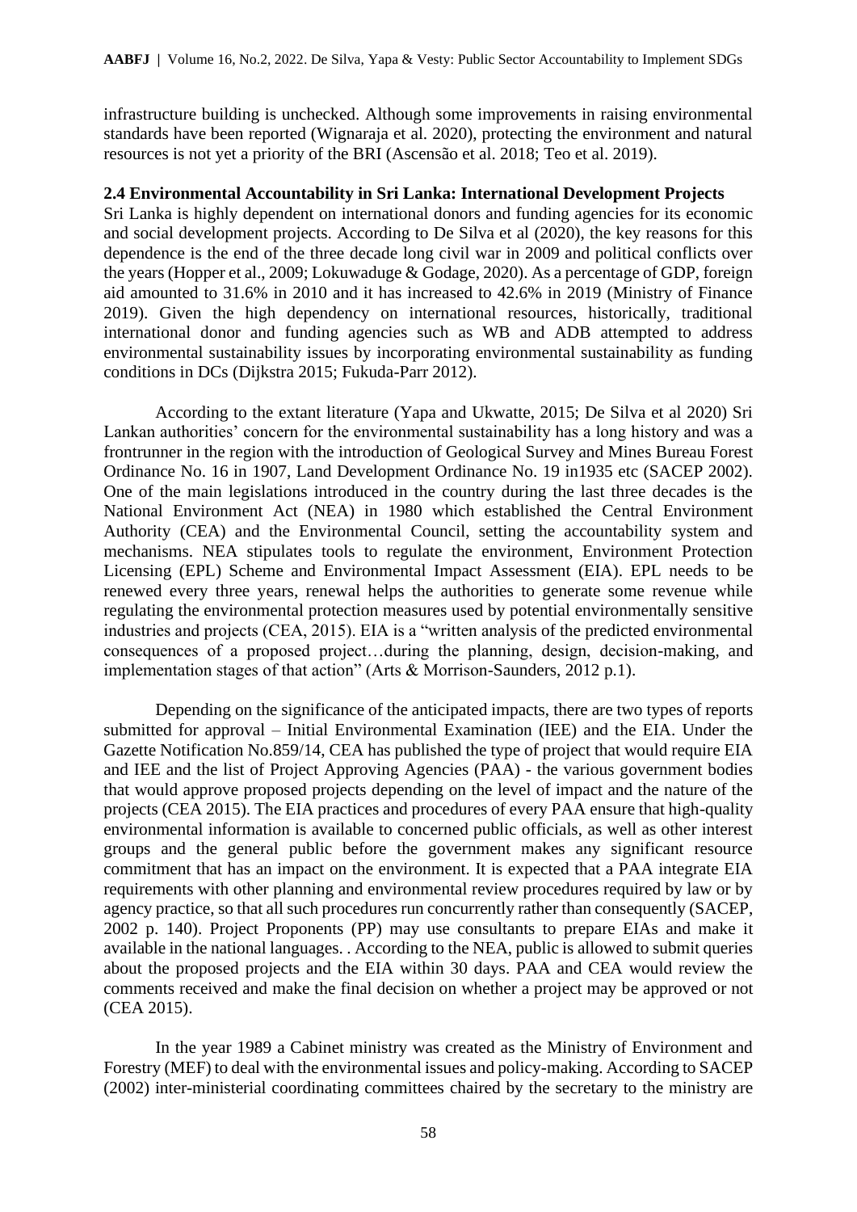infrastructure building is unchecked. Although some improvements in raising environmental standards have been reported (Wignaraja et al. 2020), protecting the environment and natural resources is not yet a priority of the BRI (Ascensão et al. 2018; Teo et al. 2019).

### 2.4 Environmental Accountability in Sri Lanka: International Development Projects

Sri Lanka is highly dependent on international donors and funding agencies for its economic and social development projects. According to De Silva et al (2020), the key reasons for this dependence is the end of the three decade long civil war in 2009 and political conflicts over the years (Hopper et al., 2009; Lokuwaduge & Godage, 2020). As a percentage of GDP, foreign aid amounted to 31.6% in 2010 and it has increased to 42.6% in 2019 (Ministry of Finance 2019). Given the high dependency on international resources, historically, traditional international donor and funding agencies such as WB and ADB attempted to address environmental sustainability issues by incorporating environmental sustainability as funding conditions in DCs (Dijkstra 2015; Fukuda-Parr 2012).

According to the extant literature (Yapa and Ukwatte, 2015; De Silva et al 2020) Sri Lankan authorities' concern for the environmental sustainability has a long history and was a frontrunner in the region with the introduction of Geological Survey and Mines Bureau Forest Ordinance No. 16 in 1907, Land Development Ordinance No. 19 in1935 etc (SACEP 2002). One of the main legislations introduced in the country during the last three decades is the National Environment Act (NEA) in 1980 which established the Central Environment Authority (CEA) and the Environmental Council, setting the accountability system and mechanisms. NEA stipulates tools to regulate the environment, Environment Protection Licensing (EPL) Scheme and Environmental Impact Assessment (EIA). EPL needs to be renewed every three years, renewal helps the authorities to generate some revenue while regulating the environmental protection measures used by potential environmentally sensitive industries and projects (CEA, 2015). EIA is a "written analysis of the predicted environmental consequences of a proposed project…during the planning, design, decision-making, and implementation stages of that action" (Arts & Morrison-Saunders, 2012 p.1).

Depending on the significance of the anticipated impacts, there are two types of reports submitted for approval – Initial Environmental Examination (IEE) and the EIA. Under the Gazette Notification No.859/14, CEA has published the type of project that would require EIA and IEE and the list of Project Approving Agencies (PAA) - the various government bodies that would approve proposed projects depending on the level of impact and the nature of the projects (CEA 2015). The EIA practices and procedures of every PAA ensure that high-quality environmental information is available to concerned public officials, as well as other interest groups and the general public before the government makes any significant resource commitment that has an impact on the environment. It is expected that a PAA integrate EIA requirements with other planning and environmental review procedures required by law or by agency practice, so that all such procedures run concurrently rather than consequently (SACEP, 2002 p. 140). Project Proponents (PP) may use consultants to prepare EIAs and make it available in the national languages. . According to the NEA, public is allowed to submit queries about the proposed projects and the EIA within 30 days. PAA and CEA would review the comments received and make the final decision on whether a project may be approved or not (CEA 2015).

In the year 1989 a Cabinet ministry was created as the Ministry of Environment and Forestry (MEF) to deal with the environmental issues and policy-making. According to SACEP (2002) inter-ministerial coordinating committees chaired by the secretary to the ministry are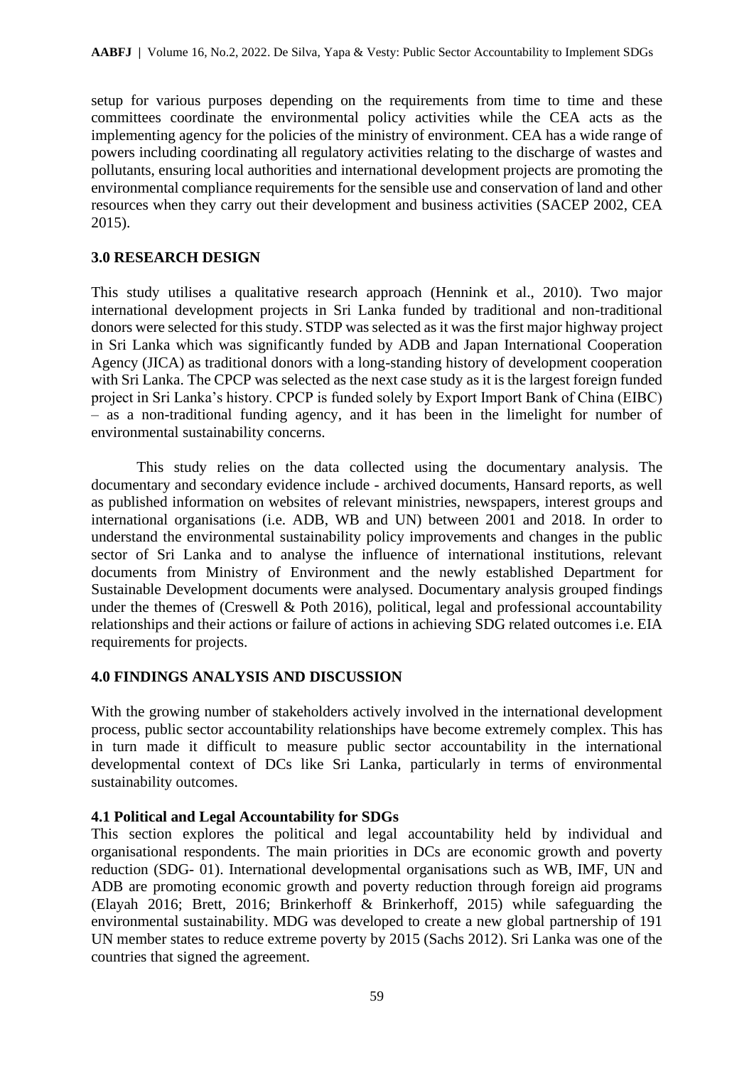setup for various purposes depending on the requirements from time to time and these committees coordinate the environmental policy activities while the CEA acts as the implementing agency for the policies of the ministry of environment. CEA has a wide range of powers including coordinating all regulatory activities relating to the discharge of wastes and pollutants, ensuring local authorities and international development projects are promoting the environmental compliance requirements for the sensible use and conservation of land and other resources when they carry out their development and business activities (SACEP 2002, CEA 2015).

## 3.0 RESEARCH DESIGN

This study utilises a qualitative research approach (Hennink et al., 2010). Two major international development projects in Sri Lanka funded by traditional and non-traditional donors were selected for this study. STDP was selected as it was the first major highway project in Sri Lanka which was significantly funded by ADB and Japan International Cooperation Agency (JICA) as traditional donors with a long-standing history of development cooperation with Sri Lanka. The CPCP was selected as the next case study as it is the largest foreign funded project in Sri Lanka's history. CPCP is funded solely by Export Import Bank of China (EIBC) – as a non-traditional funding agency, and it has been in the limelight for number of environmental sustainability concerns.

This study relies on the data collected using the documentary analysis. The documentary and secondary evidence include - archived documents, Hansard reports, as well as published information on websites of relevant ministries, newspapers, interest groups and international organisations (i.e. ADB, WB and UN) between 2001 and 2018. In order to understand the environmental sustainability policy improvements and changes in the public sector of Sri Lanka and to analyse the influence of international institutions, relevant documents from Ministry of Environment and the newly established Department for Sustainable Development documents were analysed. Documentary analysis grouped findings under the themes of (Creswell & Poth 2016), political, legal and professional accountability relationships and their actions or failure of actions in achieving SDG related outcomes i.e. EIA requirements for projects.

## 4.0 FINDINGS ANALYSIS AND DISCUSSION

With the growing number of stakeholders actively involved in the international development process, public sector accountability relationships have become extremely complex. This has in turn made it difficult to measure public sector accountability in the international developmental context of DCs like Sri Lanka, particularly in terms of environmental sustainability outcomes.

### 4.1 Political and Legal Accountability for SDGs

This section explores the political and legal accountability held by individual and organisational respondents. The main priorities in DCs are economic growth and poverty reduction (SDG- 01). International developmental organisations such as WB, IMF, UN and ADB are promoting economic growth and poverty reduction through foreign aid programs (Elayah 2016; Brett, 2016; Brinkerhoff & Brinkerhoff, 2015) while safeguarding the environmental sustainability. MDG was developed to create a new global partnership of 191 UN member states to reduce extreme poverty by 2015 (Sachs 2012). Sri Lanka was one of the countries that signed the agreement.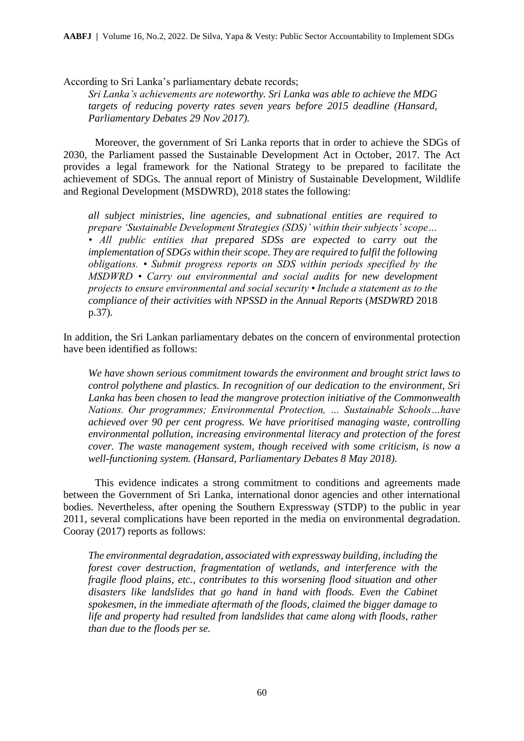According to Sri Lanka's parliamentary debate records;

> *Sri Lanka's achievements are noteworthy. Sri Lanka was able to achieve the MDG targets of reducing poverty rates seven years before 2015 deadline (Hansard, Parliamentary Debates 29 Nov 2017).*

Moreover, the government of Sri Lanka reports that in order to achieve the SDGs of 2030, the Parliament passed the Sustainable Development Act in October, 2017. The Act provides a legal framework for the National Strategy to be prepared to facilitate the achievement of SDGs. The annual report of Ministry of Sustainable Development, Wildlife and Regional Development (MSDWRD), 2018 states the following:

> *all subject ministries, line agencies, and subnational entities are required to prepare 'Sustainable Development Strategies (SDS)' within their subjects' scope… • All public entities that prepared SDSs are expected to carry out the implementation of SDGs within their scope. They are required to fulfil the following obligations. • Submit progress reports on SDS within periods specified by the MSDWRD • Carry out environmental and social audits for new development projects to ensure environmental and social security • Include a statement as to the compliance of their activities with NPSSD in the Annual Reports* (*MSDWRD* 2018 p.37).

In addition, the Sri Lankan parliamentary debates on the concern of environmental protection have been identified as follows:

> *We have shown serious commitment towards the environment and brought strict laws to control polythene and plastics. In recognition of our dedication to the environment, Sri Lanka has been chosen to lead the mangrove protection initiative of the Commonwealth Nations. Our programmes; Environmental Protection, … Sustainable Schools…have achieved over 90 per cent progress. We have prioritised managing waste, controlling environmental pollution, increasing environmental literacy and protection of the forest cover. The waste management system, though received with some criticism, is now a well-functioning system. (Hansard, Parliamentary Debates 8 May 2018).*

This evidence indicates a strong commitment to conditions and agreements made between the Government of Sri Lanka, international donor agencies and other international bodies. Nevertheless, after opening the Southern Expressway (STDP) to the public in year 2011, several complications have been reported in the media on environmental degradation. Cooray (2017) reports as follows:

> *The environmental degradation, associated with expressway building, including the forest cover destruction, fragmentation of wetlands, and interference with the fragile flood plains, etc., contributes to this worsening flood situation and other disasters like landslides that go hand in hand with floods. Even the Cabinet spokesmen, in the immediate aftermath of the floods, claimed the bigger damage to life and property had resulted from landslides that came along with floods, rather than due to the floods per se.*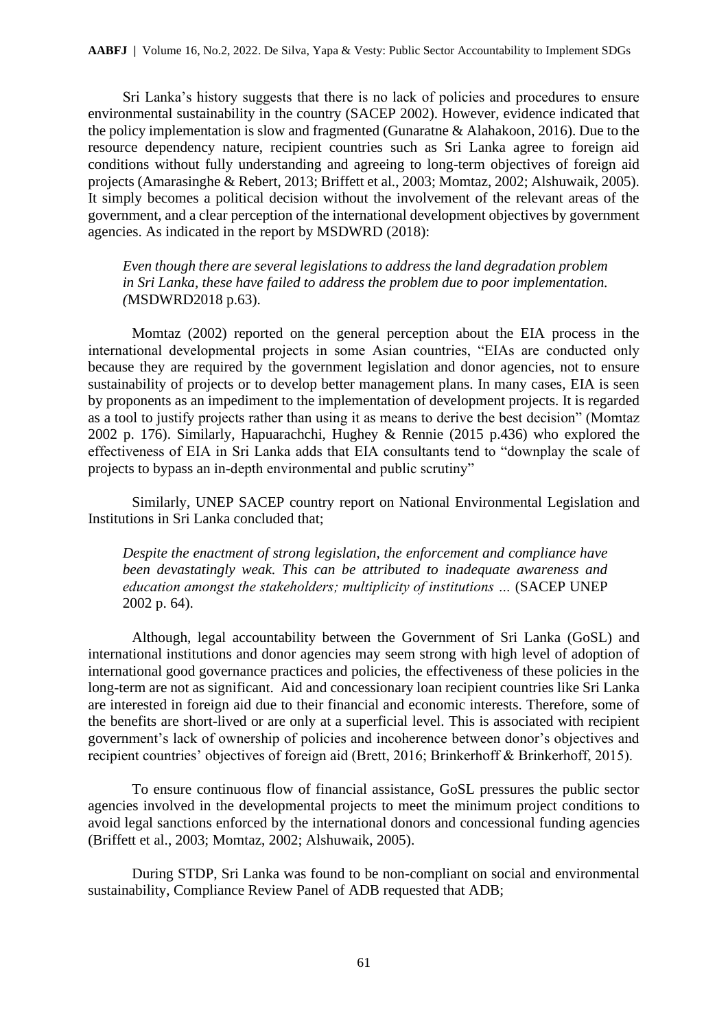Sri Lanka's history suggests that there is no lack of policies and procedures to ensure environmental sustainability in the country (SACEP 2002). However, evidence indicated that the policy implementation is slow and fragmented (Gunaratne & Alahakoon, 2016). Due to the resource dependency nature, recipient countries such as Sri Lanka agree to foreign aid conditions without fully understanding and agreeing to long-term objectives of foreign aid projects (Amarasinghe & Rebert, 2013; Briffett et al., 2003; Momtaz, 2002; Alshuwaik, 2005). It simply becomes a political decision without the involvement of the relevant areas of the government, and a clear perception of the international development objectives by government agencies. As indicated in the report by MSDWRD (2018):

> *Even though there are several legislations to address the land degradation problem in Sri Lanka, these have failed to address the problem due to poor implementation. (*MSDWRD2018 p.63).

Momtaz (2002) reported on the general perception about the EIA process in the international developmental projects in some Asian countries, "EIAs are conducted only because they are required by the government legislation and donor agencies, not to ensure sustainability of projects or to develop better management plans. In many cases, EIA is seen by proponents as an impediment to the implementation of development projects. It is regarded as a tool to justify projects rather than using it as means to derive the best decision" (Momtaz 2002 p. 176). Similarly, Hapuarachchi, Hughey & Rennie (2015 p.436) who explored the effectiveness of EIA in Sri Lanka adds that EIA consultants tend to "downplay the scale of projects to bypass an in-depth environmental and public scrutiny"

Similarly, UNEP SACEP country report on National Environmental Legislation and Institutions in Sri Lanka concluded that;

> *Despite the enactment of strong legislation, the enforcement and compliance have been devastatingly weak. This can be attributed to inadequate awareness and education amongst the stakeholders; multiplicity of institutions …* (SACEP UNEP 2002 p. 64).

Although, legal accountability between the Government of Sri Lanka (GoSL) and international institutions and donor agencies may seem strong with high level of adoption of international good governance practices and policies, the effectiveness of these policies in the long-term are not as significant. Aid and concessionary loan recipient countries like Sri Lanka are interested in foreign aid due to their financial and economic interests. Therefore, some of the benefits are short-lived or are only at a superficial level. This is associated with recipient government's lack of ownership of policies and incoherence between donor's objectives and recipient countries' objectives of foreign aid (Brett, 2016; Brinkerhoff & Brinkerhoff, 2015).

To ensure continuous flow of financial assistance, GoSL pressures the public sector agencies involved in the developmental projects to meet the minimum project conditions to avoid legal sanctions enforced by the international donors and concessional funding agencies (Briffett et al., 2003; Momtaz, 2002; Alshuwaik, 2005).

During STDP, Sri Lanka was found to be non-compliant on social and environmental sustainability, Compliance Review Panel of ADB requested that ADB;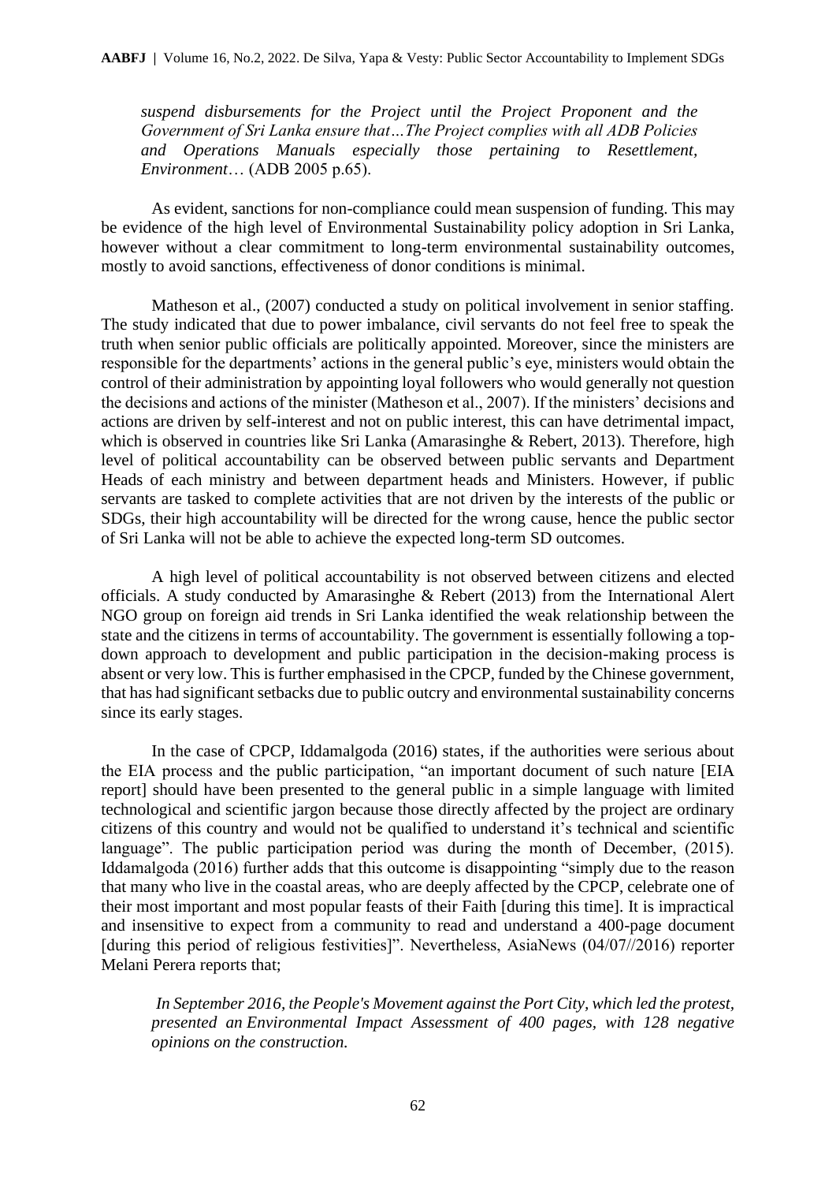*suspend disbursements for the Project until the Project Proponent and the Government of Sri Lanka ensure that…The Project complies with all ADB Policies and Operations Manuals especially those pertaining to Resettlement, Environment*… (ADB 2005 p.65).

As evident, sanctions for non-compliance could mean suspension of funding. This may be evidence of the high level of Environmental Sustainability policy adoption in Sri Lanka, however without a clear commitment to long-term environmental sustainability outcomes, mostly to avoid sanctions, effectiveness of donor conditions is minimal.

Matheson et al., (2007) conducted a study on political involvement in senior staffing. The study indicated that due to power imbalance, civil servants do not feel free to speak the truth when senior public officials are politically appointed. Moreover, since the ministers are responsible for the departments' actions in the general public's eye, ministers would obtain the control of their administration by appointing loyal followers who would generally not question the decisions and actions of the minister (Matheson et al., 2007). If the ministers' decisions and actions are driven by self-interest and not on public interest, this can have detrimental impact, which is observed in countries like Sri Lanka (Amarasinghe & Rebert, 2013). Therefore, high level of political accountability can be observed between public servants and Department Heads of each ministry and between department heads and Ministers. However, if public servants are tasked to complete activities that are not driven by the interests of the public or SDGs, their high accountability will be directed for the wrong cause, hence the public sector of Sri Lanka will not be able to achieve the expected long-term SD outcomes.

A high level of political accountability is not observed between citizens and elected officials. A study conducted by Amarasinghe & Rebert (2013) from the International Alert NGO group on foreign aid trends in Sri Lanka identified the weak relationship between the state and the citizens in terms of accountability. The government is essentially following a top-down approach to development and public participation in the decision-making process is absent or very low. This is further emphasised in the CPCP, funded by the Chinese government, that has had significant setbacks due to public outcry and environmental sustainability concerns since its early stages.

In the case of CPCP, Iddamalgoda (2016) states, if the authorities were serious about the EIA process and the public participation, "an important document of such nature [EIA report] should have been presented to the general public in a simple language with limited technological and scientific jargon because those directly affected by the project are ordinary citizens of this country and would not be qualified to understand it's technical and scientific language". The public participation period was during the month of December, (2015). Iddamalgoda (2016) further adds that this outcome is disappointing "simply due to the reason that many who live in the coastal areas, who are deeply affected by the CPCP, celebrate one of their most important and most popular feasts of their Faith [during this time]. It is impractical and insensitive to expect from a community to read and understand a 400-page document [during this period of religious festivities]". Nevertheless, AsiaNews (04/07//2016) reporter Melani Perera reports that;

*In September 2016, the People's Movement against the Port City, which led the protest, presented an Environmental Impact Assessment of 400 pages, with 128 negative opinions on the construction.*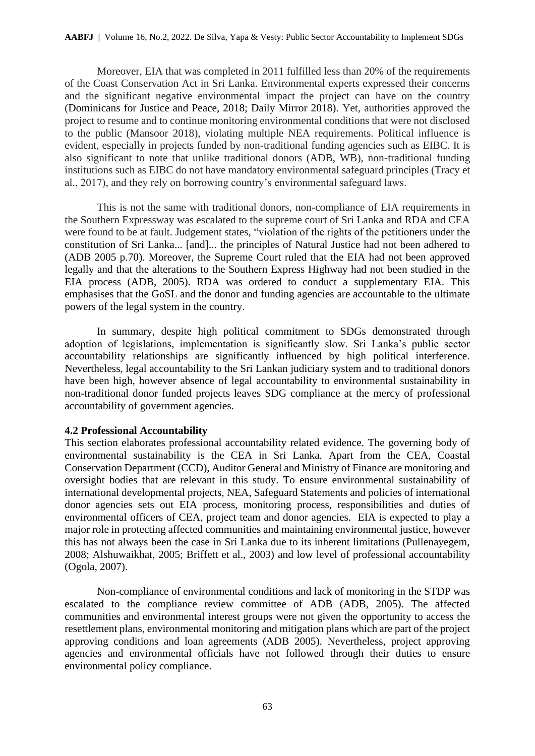Moreover, EIA that was completed in 2011 fulfilled less than 20% of the requirements of the Coast Conservation Act in Sri Lanka. Environmental experts expressed their concerns and the significant negative environmental impact the project can have on the country (Dominicans for Justice and Peace, 2018; Daily Mirror 2018). Yet, authorities approved the project to resume and to continue monitoring environmental conditions that were not disclosed to the public (Mansoor 2018), violating multiple NEA requirements. Political influence is evident, especially in projects funded by non-traditional funding agencies such as EIBC. It is also significant to note that unlike traditional donors (ADB, WB), non-traditional funding institutions such as EIBC do not have mandatory environmental safeguard principles (Tracy et al., 2017), and they rely on borrowing country's environmental safeguard laws.

This is not the same with traditional donors, non-compliance of EIA requirements in the Southern Expressway was escalated to the supreme court of Sri Lanka and RDA and CEA were found to be at fault. Judgement states, "violation of the rights of the petitioners under the constitution of Sri Lanka... [and]... the principles of Natural Justice had not been adhered to (ADB 2005 p.70). Moreover, the Supreme Court ruled that the EIA had not been approved legally and that the alterations to the Southern Express Highway had not been studied in the EIA process (ADB, 2005). RDA was ordered to conduct a supplementary EIA. This emphasises that the GoSL and the donor and funding agencies are accountable to the ultimate powers of the legal system in the country.

In summary, despite high political commitment to SDGs demonstrated through adoption of legislations, implementation is significantly slow. Sri Lanka's public sector accountability relationships are significantly influenced by high political interference. Nevertheless, legal accountability to the Sri Lankan judiciary system and to traditional donors have been high, however absence of legal accountability to environmental sustainability in non-traditional donor funded projects leaves SDG compliance at the mercy of professional accountability of government agencies.

### 4.2 Professional Accountability

This section elaborates professional accountability related evidence. The governing body of environmental sustainability is the CEA in Sri Lanka. Apart from the CEA, Coastal Conservation Department (CCD), Auditor General and Ministry of Finance are monitoring and oversight bodies that are relevant in this study. To ensure environmental sustainability of international developmental projects, NEA, Safeguard Statements and policies of international donor agencies sets out EIA process, monitoring process, responsibilities and duties of environmental officers of CEA, project team and donor agencies. EIA is expected to play a major role in protecting affected communities and maintaining environmental justice, however this has not always been the case in Sri Lanka due to its inherent limitations (Pullenayegem, 2008; Alshuwaikhat, 2005; Briffett et al., 2003) and low level of professional accountability (Ogola, 2007).

Non-compliance of environmental conditions and lack of monitoring in the STDP was escalated to the compliance review committee of ADB (ADB, 2005). The affected communities and environmental interest groups were not given the opportunity to access the resettlement plans, environmental monitoring and mitigation plans which are part of the project approving conditions and loan agreements (ADB 2005). Nevertheless, project approving agencies and environmental officials have not followed through their duties to ensure environmental policy compliance.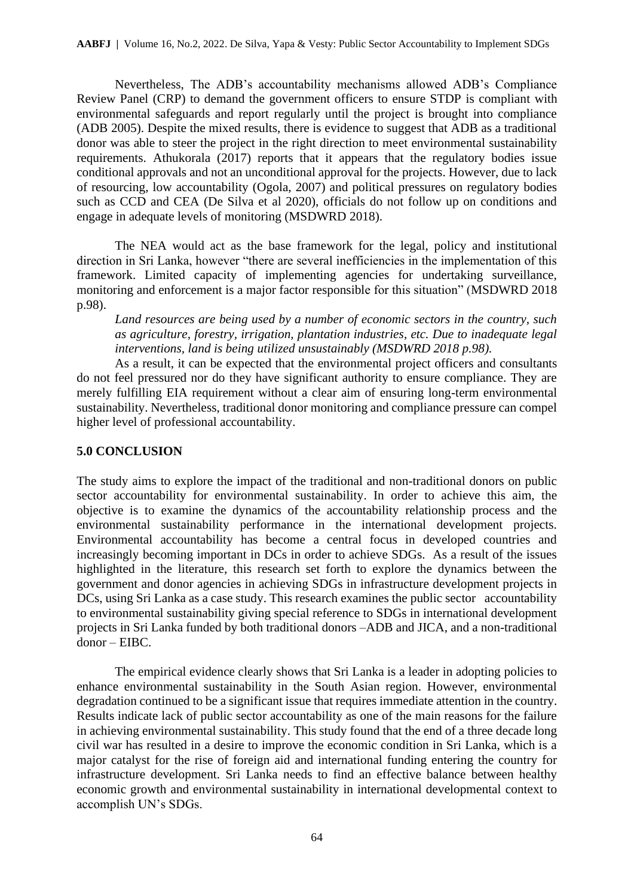Nevertheless, The ADB's accountability mechanisms allowed ADB's Compliance Review Panel (CRP) to demand the government officers to ensure STDP is compliant with environmental safeguards and report regularly until the project is brought into compliance (ADB 2005). Despite the mixed results, there is evidence to suggest that ADB as a traditional donor was able to steer the project in the right direction to meet environmental sustainability requirements. Athukorala (2017) reports that it appears that the regulatory bodies issue conditional approvals and not an unconditional approval for the projects. However, due to lack of resourcing, low accountability (Ogola, 2007) and political pressures on regulatory bodies such as CCD and CEA (De Silva et al 2020), officials do not follow up on conditions and engage in adequate levels of monitoring (MSDWRD 2018).

The NEA would act as the base framework for the legal, policy and institutional direction in Sri Lanka, however "there are several inefficiencies in the implementation of this framework. Limited capacity of implementing agencies for undertaking surveillance, monitoring and enforcement is a major factor responsible for this situation" (MSDWRD 2018 p.98).

> *Land resources are being used by a number of economic sectors in the country, such as agriculture, forestry, irrigation, plantation industries, etc. Due to inadequate legal interventions, land is being utilized unsustainably (MSDWRD 2018 p.98).*

As a result, it can be expected that the environmental project officers and consultants do not feel pressured nor do they have significant authority to ensure compliance. They are merely fulfilling EIA requirement without a clear aim of ensuring long-term environmental sustainability. Nevertheless, traditional donor monitoring and compliance pressure can compel higher level of professional accountability.

## 5.0 CONCLUSION

The study aims to explore the impact of the traditional and non-traditional donors on public sector accountability for environmental sustainability. In order to achieve this aim, the objective is to examine the dynamics of the accountability relationship process and the environmental sustainability performance in the international development projects. Environmental accountability has become a central focus in developed countries and increasingly becoming important in DCs in order to achieve SDGs. As a result of the issues highlighted in the literature, this research set forth to explore the dynamics between the government and donor agencies in achieving SDGs in infrastructure development projects in DCs, using Sri Lanka as a case study. This research examines the public sector accountability to environmental sustainability giving special reference to SDGs in international development projects in Sri Lanka funded by both traditional donors –ADB and JICA, and a non-traditional donor – EIBC.

The empirical evidence clearly shows that Sri Lanka is a leader in adopting policies to enhance environmental sustainability in the South Asian region. However, environmental degradation continued to be a significant issue that requires immediate attention in the country. Results indicate lack of public sector accountability as one of the main reasons for the failure in achieving environmental sustainability. This study found that the end of a three decade long civil war has resulted in a desire to improve the economic condition in Sri Lanka, which is a major catalyst for the rise of foreign aid and international funding entering the country for infrastructure development. Sri Lanka needs to find an effective balance between healthy economic growth and environmental sustainability in international developmental context to accomplish UN's SDGs.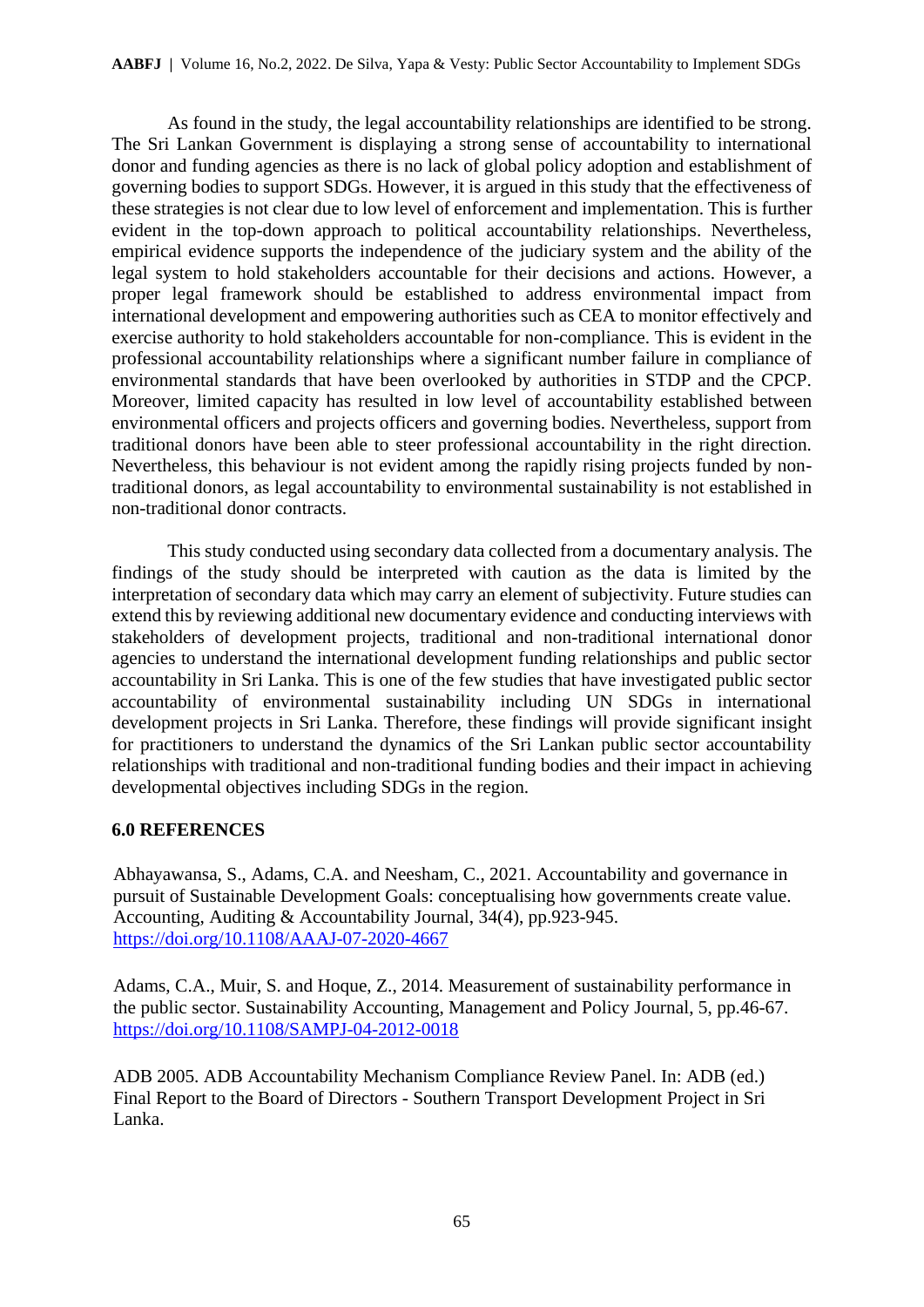As found in the study, the legal accountability relationships are identified to be strong. The Sri Lankan Government is displaying a strong sense of accountability to international donor and funding agencies as there is no lack of global policy adoption and establishment of governing bodies to support SDGs. However, it is argued in this study that the effectiveness of these strategies is not clear due to low level of enforcement and implementation. This is further evident in the top-down approach to political accountability relationships. Nevertheless, empirical evidence supports the independence of the judiciary system and the ability of the legal system to hold stakeholders accountable for their decisions and actions. However, a proper legal framework should be established to address environmental impact from international development and empowering authorities such as CEA to monitor effectively and exercise authority to hold stakeholders accountable for non-compliance. This is evident in the professional accountability relationships where a significant number failure in compliance of environmental standards that have been overlooked by authorities in STDP and the CPCP. Moreover, limited capacity has resulted in low level of accountability established between environmental officers and projects officers and governing bodies. Nevertheless, support from traditional donors have been able to steer professional accountability in the right direction. Nevertheless, this behaviour is not evident among the rapidly rising projects funded by non-traditional donors, as legal accountability to environmental sustainability is not established in non-traditional donor contracts.

This study conducted using secondary data collected from a documentary analysis. The findings of the study should be interpreted with caution as the data is limited by the interpretation of secondary data which may carry an element of subjectivity. Future studies can extend this by reviewing additional new documentary evidence and conducting interviews with stakeholders of development projects, traditional and non-traditional international donor agencies to understand the international development funding relationships and public sector accountability in Sri Lanka. This is one of the few studies that have investigated public sector accountability of environmental sustainability including UN SDGs in international development projects in Sri Lanka. Therefore, these findings will provide significant insight for practitioners to understand the dynamics of the Sri Lankan public sector accountability relationships with traditional and non-traditional funding bodies and their impact in achieving developmental objectives including SDGs in the region.

## 6.0 REFERENCES

Abhayawansa, S., Adams, C.A. and Neesham, C., 2021. Accountability and governance in pursuit of Sustainable Development Goals: conceptualising how governments create value. Accounting, Auditing & Accountability Journal, 34(4), pp.923-945. https://doi.org/10.1108/AAAJ-07-2020-4667

Adams, C.A., Muir, S. and Hoque, Z., 2014. Measurement of sustainability performance in the public sector. Sustainability Accounting, Management and Policy Journal, 5, pp.46-67. https://doi.org/10.1108/SAMPJ-04-2012-0018

ADB 2005. ADB Accountability Mechanism Compliance Review Panel. In: ADB (ed.) Final Report to the Board of Directors - Southern Transport Development Project in Sri Lanka.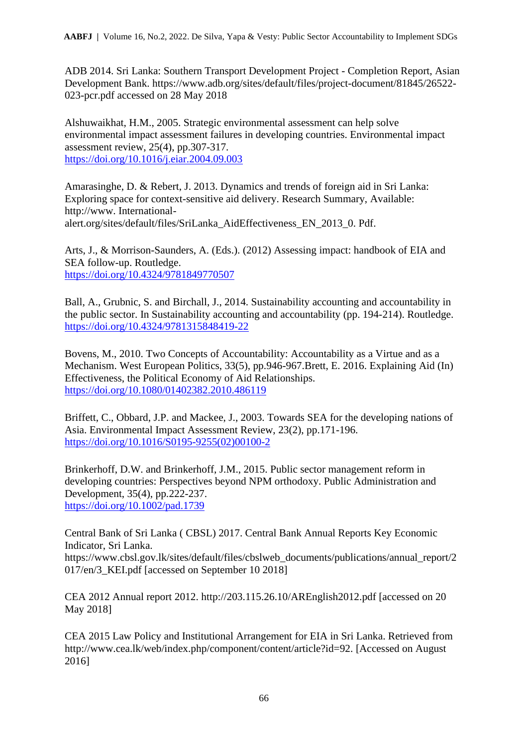ADB 2014. Sri Lanka: Southern Transport Development Project - Completion Report, Asian Development Bank. https://www.adb.org/sites/default/files/project-document/81845/26522-023-pcr.pdf accessed on 28 May 2018

Alshuwaikhat, H.M., 2005. Strategic environmental assessment can help solve environmental impact assessment failures in developing countries. Environmental impact assessment review, 25(4), pp.307-317. https://doi.org/10.1016/j.eiar.2004.09.003

Amarasinghe, D. & Rebert, J. 2013. Dynamics and trends of foreign aid in Sri Lanka: Exploring space for context-sensitive aid delivery. Research Summary, Available: http://www. International-alert.org/sites/default/files/SriLanka_AidEffectiveness_EN_2013_0. Pdf.

Arts, J., & Morrison-Saunders, A. (Eds.). (2012) Assessing impact: handbook of EIA and SEA follow-up. Routledge. https://doi.org/10.4324/9781849770507

Ball, A., Grubnic, S. and Birchall, J., 2014. Sustainability accounting and accountability in the public sector. In Sustainability accounting and accountability (pp. 194-214). Routledge. https://doi.org/10.4324/9781315848419-22

Bovens, M., 2010. Two Concepts of Accountability: Accountability as a Virtue and as a Mechanism. West European Politics, 33(5), pp.946-967.Brett, E. 2016. Explaining Aid (In) Effectiveness, the Political Economy of Aid Relationships. https://doi.org/10.1080/01402382.2010.486119

Briffett, C., Obbard, J.P. and Mackee, J., 2003. Towards SEA for the developing nations of Asia. Environmental Impact Assessment Review, 23(2), pp.171-196. https://doi.org/10.1016/S0195-9255(02)00100-2

Brinkerhoff, D.W. and Brinkerhoff, J.M., 2015. Public sector management reform in developing countries: Perspectives beyond NPM orthodoxy. Public Administration and Development, 35(4), pp.222-237. https://doi.org/10.1002/pad.1739

Central Bank of Sri Lanka ( CBSL) 2017. Central Bank Annual Reports Key Economic Indicator, Sri Lanka. https://www.cbsl.gov.lk/sites/default/files/cbslweb_documents/publications/annual_report/2017/en/3_KEI.pdf [accessed on September 10 2018]

CEA 2012 Annual report 2012. http://203.115.26.10/AREnglish2012.pdf [accessed on 20 May 2018]

CEA 2015 Law Policy and Institutional Arrangement for EIA in Sri Lanka. Retrieved from http://www.cea.lk/web/index.php/component/content/article?id=92. [Accessed on August 2016]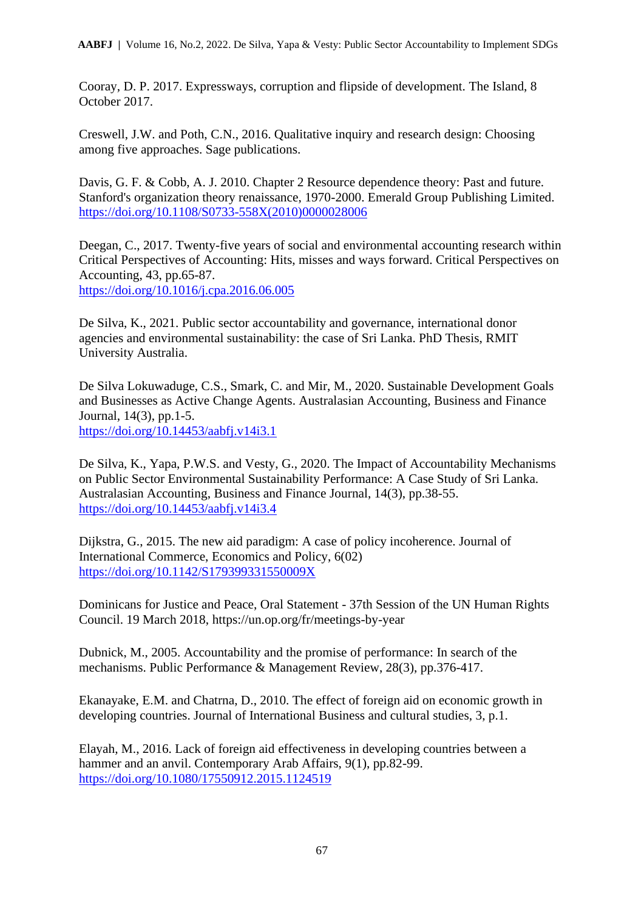Cooray, D. P. 2017. Expressways, corruption and flipside of development. The Island, 8 October 2017.

Creswell, J.W. and Poth, C.N., 2016. Qualitative inquiry and research design: Choosing among five approaches. Sage publications.

Davis, G. F. & Cobb, A. J. 2010. Chapter 2 Resource dependence theory: Past and future. Stanford's organization theory renaissance, 1970-2000. Emerald Group Publishing Limited. https://doi.org/10.1108/S0733-558X(2010)0000028006

Deegan, C., 2017. Twenty-five years of social and environmental accounting research within Critical Perspectives of Accounting: Hits, misses and ways forward. Critical Perspectives on Accounting, 43, pp.65-87. https://doi.org/10.1016/j.cpa.2016.06.005

De Silva, K., 2021. Public sector accountability and governance, international donor agencies and environmental sustainability: the case of Sri Lanka. PhD Thesis, RMIT University Australia.

De Silva Lokuwaduge, C.S., Smark, C. and Mir, M., 2020. Sustainable Development Goals and Businesses as Active Change Agents. Australasian Accounting, Business and Finance Journal, 14(3), pp.1-5. https://doi.org/10.14453/aabfj.v14i3.1

De Silva, K., Yapa, P.W.S. and Vesty, G., 2020. The Impact of Accountability Mechanisms on Public Sector Environmental Sustainability Performance: A Case Study of Sri Lanka. Australasian Accounting, Business and Finance Journal, 14(3), pp.38-55. https://doi.org/10.14453/aabfj.v14i3.4

Dijkstra, G., 2015. The new aid paradigm: A case of policy incoherence. Journal of International Commerce, Economics and Policy, 6(02) https://doi.org/10.1142/S179399331550009X

Dominicans for Justice and Peace, Oral Statement - 37th Session of the UN Human Rights Council. 19 March 2018, https://un.op.org/fr/meetings-by-year

Dubnick, M., 2005. Accountability and the promise of performance: In search of the mechanisms. Public Performance & Management Review, 28(3), pp.376-417.

Ekanayake, E.M. and Chatrna, D., 2010. The effect of foreign aid on economic growth in developing countries. Journal of International Business and cultural studies, 3, p.1.

Elayah, M., 2016. Lack of foreign aid effectiveness in developing countries between a hammer and an anvil. Contemporary Arab Affairs, 9(1), pp.82-99. https://doi.org/10.1080/17550912.2015.1124519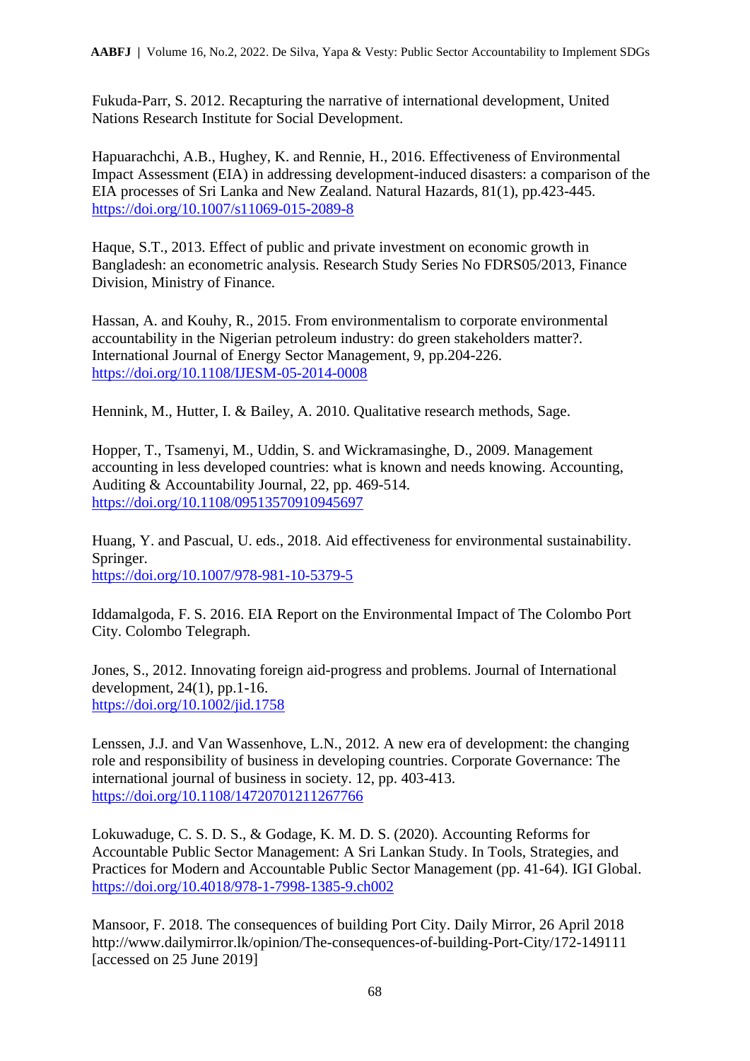Fukuda-Parr, S. 2012. Recapturing the narrative of international development, United Nations Research Institute for Social Development.

Hapuarachchi, A.B., Hughey, K. and Rennie, H., 2016. Effectiveness of Environmental Impact Assessment (EIA) in addressing development-induced disasters: a comparison of the EIA processes of Sri Lanka and New Zealand. Natural Hazards, 81(1), pp.423-445. https://doi.org/10.1007/s11069-015-2089-8

Haque, S.T., 2013. Effect of public and private investment on economic growth in Bangladesh: an econometric analysis. Research Study Series No FDRS05/2013, Finance Division, Ministry of Finance.

Hassan, A. and Kouhy, R., 2015. From environmentalism to corporate environmental accountability in the Nigerian petroleum industry: do green stakeholders matter?. International Journal of Energy Sector Management, 9, pp.204-226. https://doi.org/10.1108/IJESM-05-2014-0008

Hennink, M., Hutter, I. & Bailey, A. 2010. Qualitative research methods, Sage.

Hopper, T., Tsamenyi, M., Uddin, S. and Wickramasinghe, D., 2009. Management accounting in less developed countries: what is known and needs knowing. Accounting, Auditing & Accountability Journal, 22, pp. 469-514. https://doi.org/10.1108/09513570910945697

Huang, Y. and Pascual, U. eds., 2018. Aid effectiveness for environmental sustainability. Springer. https://doi.org/10.1007/978-981-10-5379-5

Iddamalgoda, F. S. 2016. EIA Report on the Environmental Impact of The Colombo Port City. Colombo Telegraph.

Jones, S., 2012. Innovating foreign aid-progress and problems. Journal of International development, 24(1), pp.1-16. https://doi.org/10.1002/jid.1758

Lenssen, J.J. and Van Wassenhove, L.N., 2012. A new era of development: the changing role and responsibility of business in developing countries. Corporate Governance: The international journal of business in society. 12, pp. 403-413. https://doi.org/10.1108/14720701211267766

Lokuwaduge, C. S. D. S., & Godage, K. M. D. S. (2020). Accounting Reforms for Accountable Public Sector Management: A Sri Lankan Study. In Tools, Strategies, and Practices for Modern and Accountable Public Sector Management (pp. 41-64). IGI Global. https://doi.org/10.4018/978-1-7998-1385-9.ch002

Mansoor, F. 2018. The consequences of building Port City. Daily Mirror, 26 April 2018 http://www.dailymirror.lk/opinion/The-consequences-of-building-Port-City/172-149111 [accessed on 25 June 2019]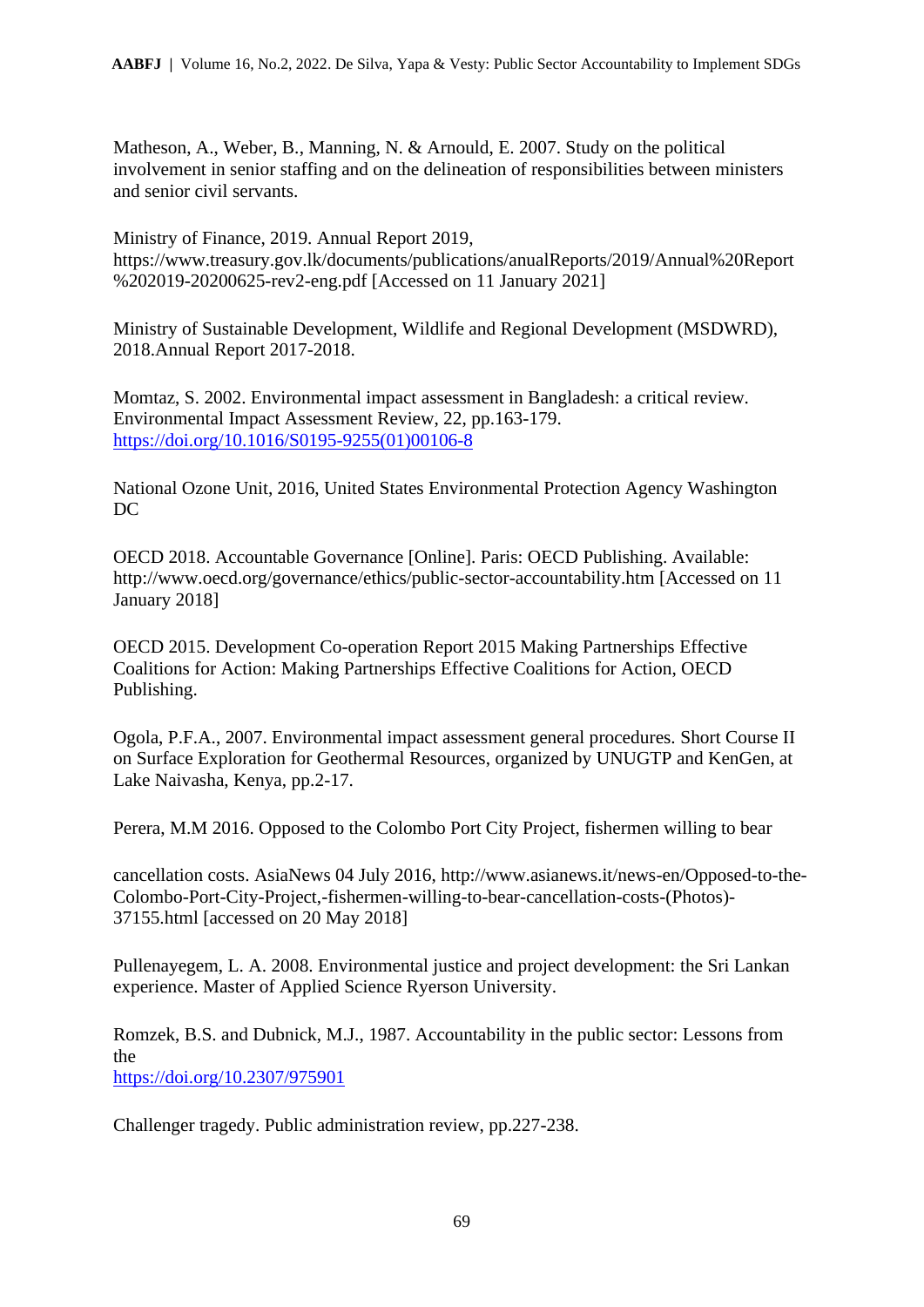Matheson, A., Weber, B., Manning, N. & Arnould, E. 2007. Study on the political involvement in senior staffing and on the delineation of responsibilities between ministers and senior civil servants.

Ministry of Finance, 2019. Annual Report 2019, https://www.treasury.gov.lk/documents/publications/anualReports/2019/Annual%20Report%202019-20200625-rev2-eng.pdf [Accessed on 11 January 2021]

Ministry of Sustainable Development, Wildlife and Regional Development (MSDWRD), 2018.Annual Report 2017-2018.

Momtaz, S. 2002. Environmental impact assessment in Bangladesh: a critical review. Environmental Impact Assessment Review, 22, pp.163-179. https://doi.org/10.1016/S0195-9255(01)00106-8

National Ozone Unit, 2016, United States Environmental Protection Agency Washington DC

OECD 2018. Accountable Governance [Online]. Paris: OECD Publishing. Available: http://www.oecd.org/governance/ethics/public-sector-accountability.htm [Accessed on 11 January 2018]

OECD 2015. Development Co-operation Report 2015 Making Partnerships Effective Coalitions for Action: Making Partnerships Effective Coalitions for Action, OECD Publishing.

Ogola, P.F.A., 2007. Environmental impact assessment general procedures. Short Course II on Surface Exploration for Geothermal Resources, organized by UNUGTP and KenGen, at Lake Naivasha, Kenya, pp.2-17.

Perera, M.M 2016. Opposed to the Colombo Port City Project, fishermen willing to bear

cancellation costs. AsiaNews 04 July 2016, http://www.asianews.it/news-en/Opposed-to-the-Colombo-Port-City-Project,-fishermen-willing-to-bear-cancellation-costs-(Photos)-37155.html [accessed on 20 May 2018]

Pullenayegem, L. A. 2008. Environmental justice and project development: the Sri Lankan experience. Master of Applied Science Ryerson University.

Romzek, B.S. and Dubnick, M.J., 1987. Accountability in the public sector: Lessons from the
https://doi.org/10.2307/975901

Challenger tragedy. Public administration review, pp.227-238.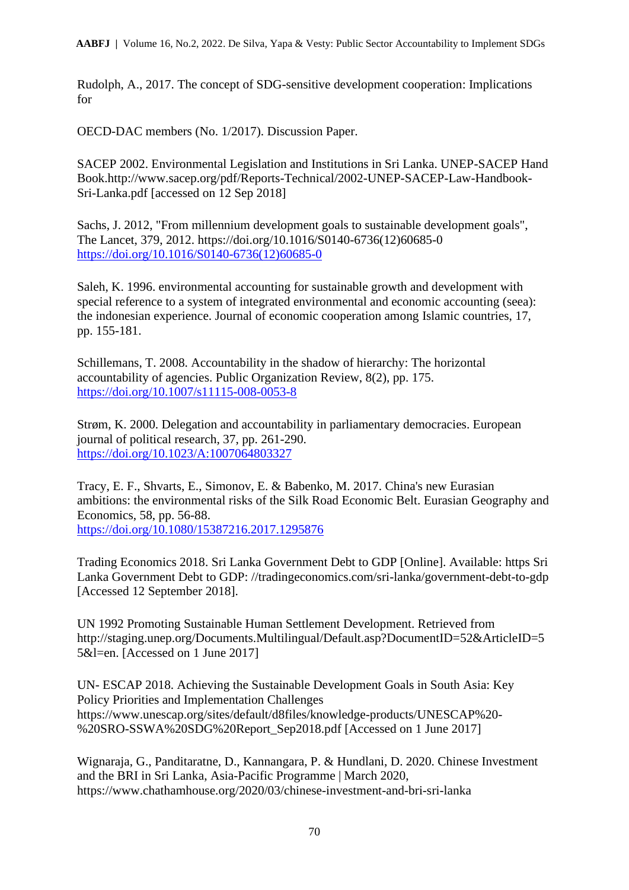Rudolph, A., 2017. The concept of SDG-sensitive development cooperation: Implications for

OECD-DAC members (No. 1/2017). Discussion Paper.

SACEP 2002. Environmental Legislation and Institutions in Sri Lanka. UNEP-SACEP Hand Book.http://www.sacep.org/pdf/Reports-Technical/2002-UNEP-SACEP-Law-Handbook-Sri-Lanka.pdf [accessed on 12 Sep 2018]

Sachs, J. 2012, "From millennium development goals to sustainable development goals", The Lancet, 379, 2012. https://doi.org/10.1016/S0140-6736(12)60685-0 https://doi.org/10.1016/S0140-6736(12)60685-0

Saleh, K. 1996. environmental accounting for sustainable growth and development with special reference to a system of integrated environmental and economic accounting (seea): the indonesian experience. Journal of economic cooperation among Islamic countries, 17, pp. 155-181.

Schillemans, T. 2008. Accountability in the shadow of hierarchy: The horizontal accountability of agencies. Public Organization Review, 8(2), pp. 175. https://doi.org/10.1007/s11115-008-0053-8

Strøm, K. 2000. Delegation and accountability in parliamentary democracies. European journal of political research, 37, pp. 261-290. https://doi.org/10.1023/A:1007064803327

Tracy, E. F., Shvarts, E., Simonov, E. & Babenko, M. 2017. China's new Eurasian ambitions: the environmental risks of the Silk Road Economic Belt. Eurasian Geography and Economics, 58, pp. 56-88. https://doi.org/10.1080/15387216.2017.1295876

Trading Economics 2018. Sri Lanka Government Debt to GDP [Online]. Available: https Sri Lanka Government Debt to GDP: //tradingeconomics.com/sri-lanka/government-debt-to-gdp [Accessed 12 September 2018].

UN 1992 Promoting Sustainable Human Settlement Development. Retrieved from http://staging.unep.org/Documents.Multilingual/Default.asp?DocumentID=52&ArticleID=55&l=en. [Accessed on 1 June 2017]

UN- ESCAP 2018. Achieving the Sustainable Development Goals in South Asia: Key Policy Priorities and Implementation Challenges https://www.unescap.org/sites/default/d8files/knowledge-products/UNESCAP%20-%20SRO-SSWA%20SDG%20Report_Sep2018.pdf [Accessed on 1 June 2017]

Wignaraja, G., Panditaratne, D., Kannangara, P. & Hundlani, D. 2020. Chinese Investment and the BRI in Sri Lanka, Asia-Pacific Programme | March 2020, https://www.chathamhouse.org/2020/03/chinese-investment-and-bri-sri-lanka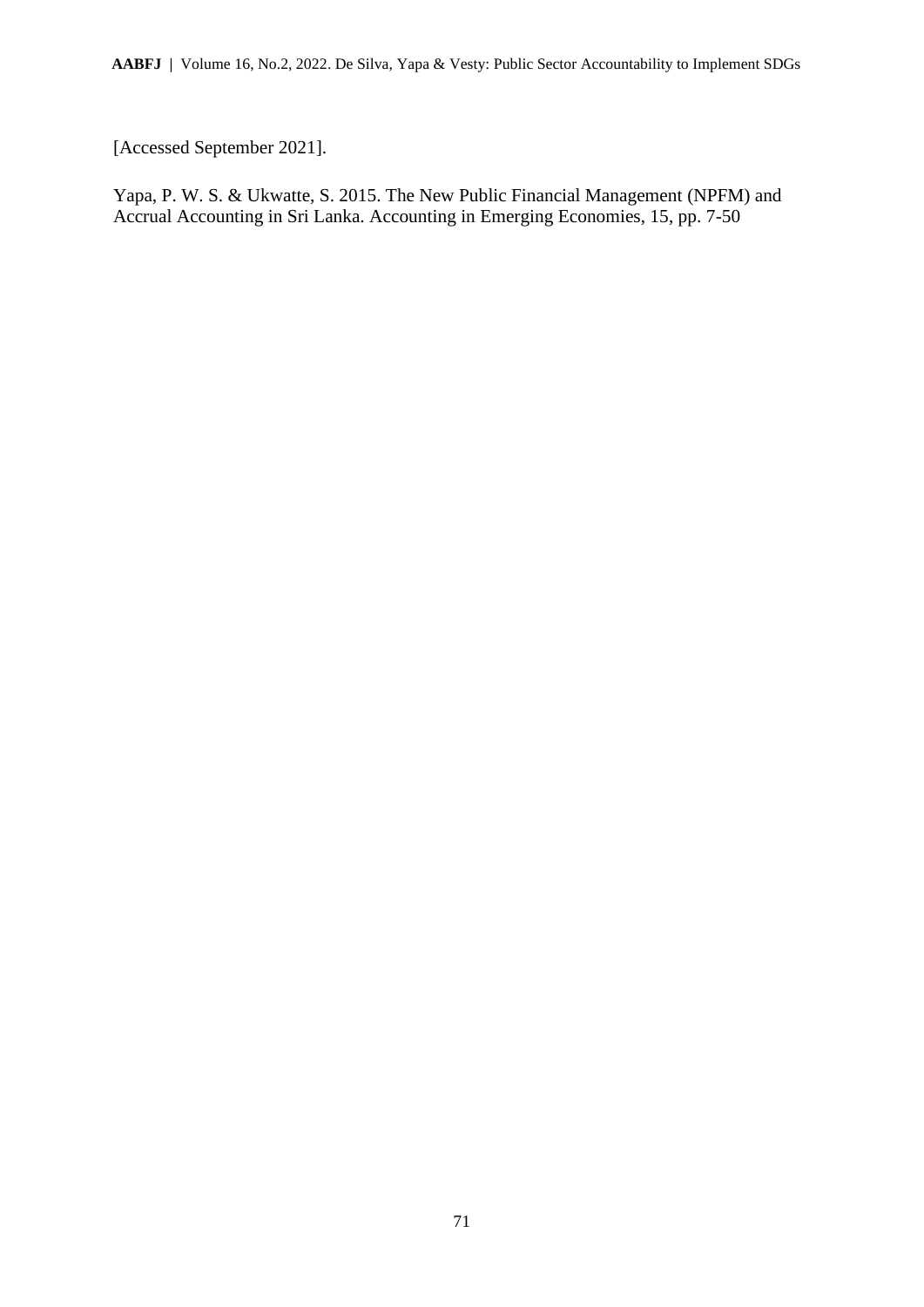[Accessed September 2021].

Yapa, P. W. S. & Ukwatte, S. 2015. The New Public Financial Management (NPFM) and Accrual Accounting in Sri Lanka. Accounting in Emerging Economies, 15, pp. 7-50